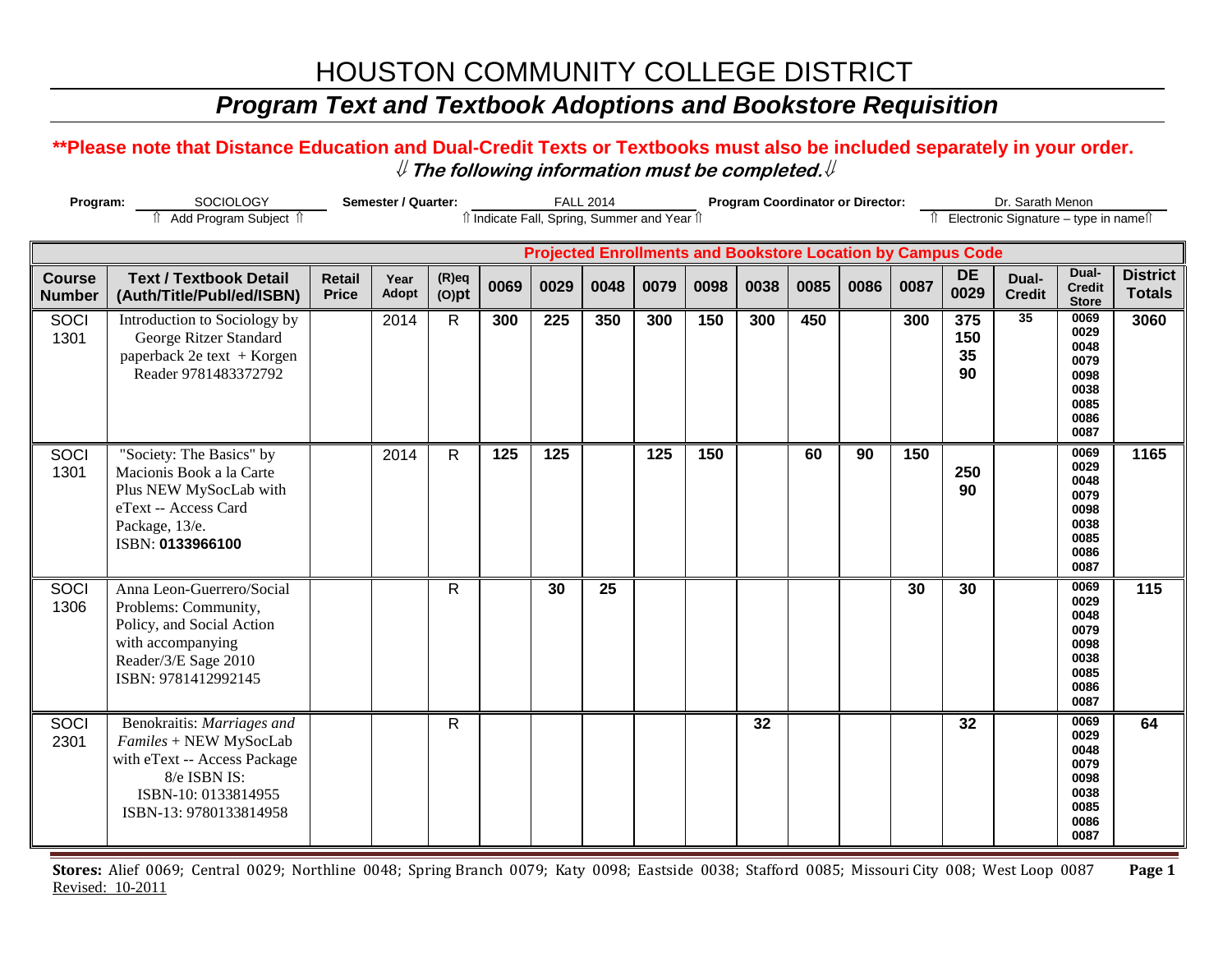# HOUSTON COMMUNITY COLLEGE DISTRICT

## *Program Text and Textbook Adoptions and Bookstore Requisition*

**\*\*Please note that Distance Education and Dual-Credit Texts or Textbooks must also be included separately in your order.**

⇓ ***The following information must be completed.*** ⇓

**Program:** SOCIOLOGY
⇑ Add Program Subject ⇑

**Semester / Quarter:** FALL 2014
⇑ Indicate Fall, Spring, Summer and Year ⇑

**Program Coordinator or Director:** Dr. Sarath Menon
⇑ Electronic Signature – type in name⇑

| | | | | | Projected Enrollments and Bookstore Location by Campus Code | | | | | | | | | | | | |
|---|---|---|---|---|---|---|---|---|---|---|---|---|---|---|---|---|---|
| **Course Number** | **Text / Textbook Detail (Auth/Title/Publ/ed/ISBN)** | **Retail Price** | **Year Adopt** | **(R)eq (O)pt** | **0069** | **0029** | **0048** | **0079** | **0098** | **0038** | **0085** | **0086** | **0087** | **DE 0029** | **Dual-Credit** | **Dual-Credit Store** | **District Totals** |
| SOCI 1301 | Introduction to Sociology by George Ritzer Standard paperback 2e text + Korgen Reader 9781483372792 | | 2014 | R | **300** | **225** | **350** | **300** | **150** | **300** | **450** | | **300** | **375 150 35 90** | **35** | **0069 0029 0048 0079 0098 0038 0085 0086 0087** | **3060** |
| SOCI 1301 | "Society: The Basics" by Macionis Book a la Carte Plus NEW MySocLab with eText -- Access Card Package, 13/e. ISBN: **0133966100** | | 2014 | R | **125** | **125** | | **125** | **150** | | **60** | **90** | **150** | **250 90** | | **0069 0029 0048 0079 0098 0038 0085 0086 0087** | **1165** |
| SOCI 1306 | Anna Leon-Guerrero/Social Problems: Community, Policy, and Social Action with accompanying Reader/3/E Sage 2010 ISBN: 9781412992145 | | | R | | **30** | **25** | | | | | | **30** | **30** | | **0069 0029 0048 0079 0098 0038 0085 0086 0087** | **115** |
| SOCI 2301 | Benokraitis: *Marriages and Familes* + NEW MySocLab with eText -- Access Package 8/e ISBN IS: ISBN-10: 0133814955 ISBN-13: 9780133814958 | | | R | | | | | | **32** | | | | **32** | | **0069 0029 0048 0079 0098 0038 0085 0086 0087** | **64** |

**Stores:** Alief 0069; Central 0029; Northline 0048; Spring Branch 0079; Katy 0098; Eastside 0038; Stafford 0085; Missouri City 008; West Loop 0087

Revised: 10-2011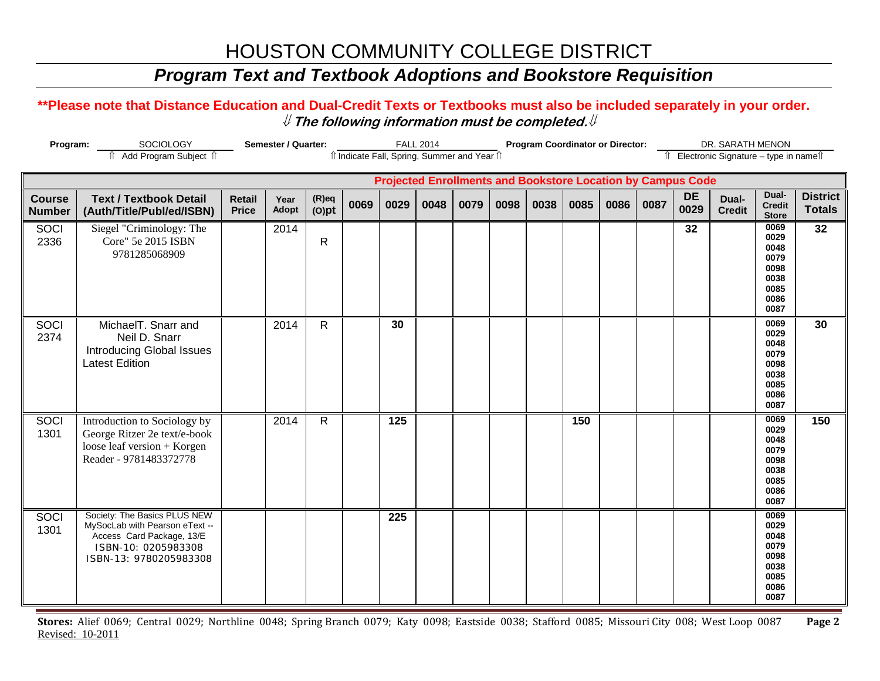# HOUSTON COMMUNITY COLLEGE DISTRICT

## *Program Text and Textbook Adoptions and Bookstore Requisition*

**\*\*Please note that Distance Education and Dual-Credit Texts or Textbooks must also be included separately in your order.**

***⇓ The following information must be completed.⇓***

**Program:** SOCIOLOGY **Semester / Quarter:** FALL 2014 **Program Coordinator or Director:** DR. SARAH MENON

⇑ Add Program Subject ⇑ ⇑ Indicate Fall, Spring, Summer and Year ⇑ ⇑ Electronic Signature – type in name⇑

| | | | | | Projected Enrollments and Bookstore Location by Campus Code | | | | | | | | | | | | |
|---|---|---|---|---|---|---|---|---|---|---|---|---|---|---|---|---|---|
| **Course Number** | **Text / Textbook Detail (Auth/Title/Publ/ed/ISBN)** | **Retail Price** | **Year Adopt** | **(R)eq (O)pt** | **0069** | **0029** | **0048** | **0079** | **0098** | **0038** | **0085** | **0086** | **0087** | **DE 0029** | **Dual-Credit** | **Dual-Credit Store** | **District Totals** |
| SOCI 2336 | Siegel "Criminology: The Core" 5e 2015 ISBN 9781285068909 | | 2014 | R | | | | | | | | | | **32** | | 0069 0029 0048 0079 0098 0038 0085 0086 0087 | **32** |
| SOCI 2374 | MichaelT. Snarr and Neil D. Snarr Introducing Global Issues Latest Edition | | 2014 | R | | **30** | | | | | | | | | | 0069 0029 0048 0079 0098 0038 0085 0086 0087 | **30** |
| SOCI 1301 | Introduction to Sociology by George Ritzer 2e text/e-book loose leaf version + Korgen Reader - 9781483372778 | | 2014 | R | | **125** | | | | | **150** | | | | | 0069 0029 0048 0079 0098 0038 0085 0086 0087 | **150** |
| SOCI 1301 | Society: The Basics PLUS NEW MySocLab with Pearson eText -- Access Card Package, 13/E ISBN-10: 0205983308 ISBN-13: 9780205983308 | | | | | **225** | | | | | | | | | | 0069 0029 0048 0079 0098 0038 0085 0086 0087 | |

**Stores:** Alief 0069; Central 0029; Northline 0048; Spring Branch 0079; Katy 0098; Eastside 0038; Stafford 0085; Missouri City 008; West Loop 0087

Revised: 10-2011